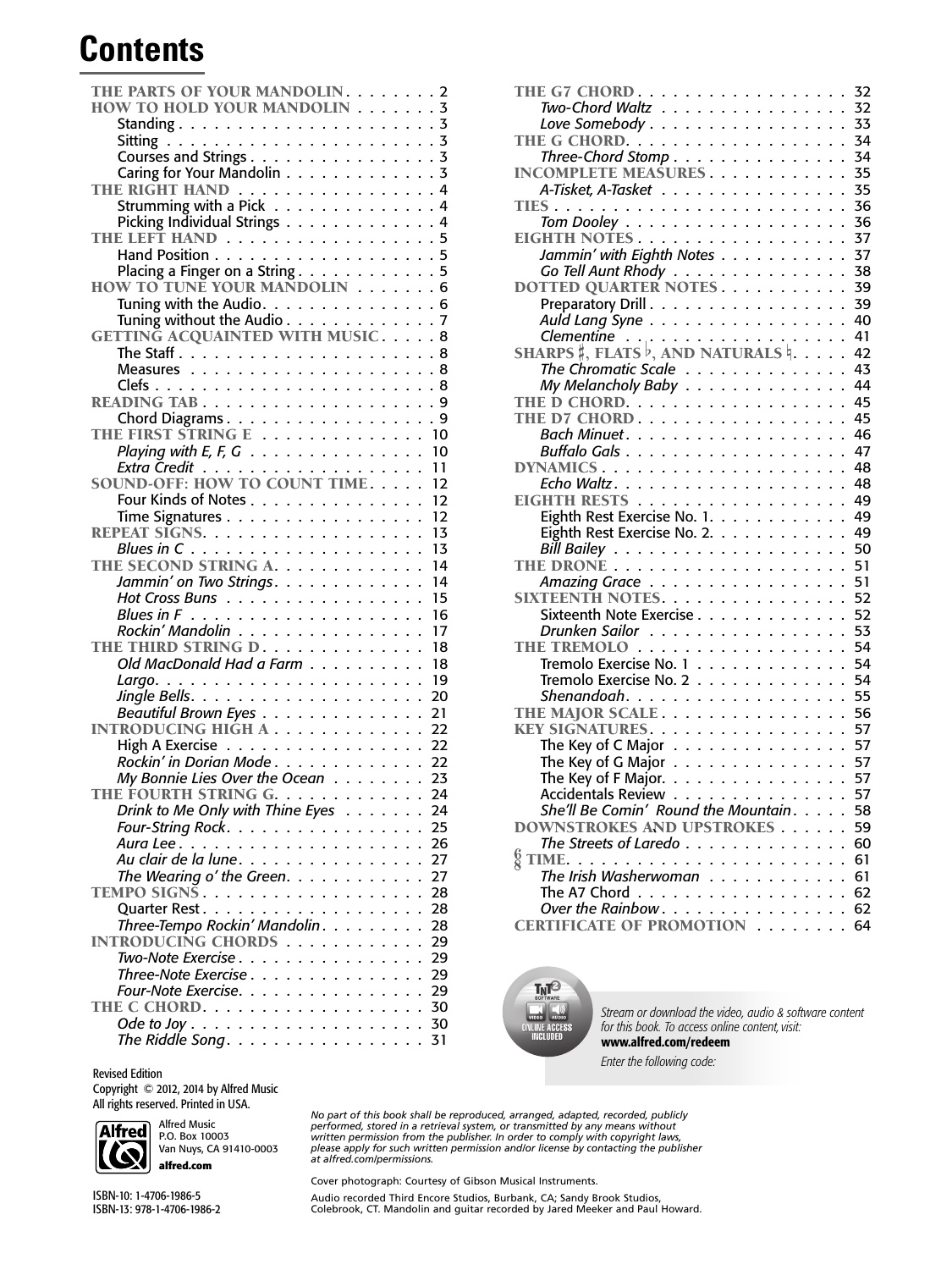# Contents

THE PARTS OF YOUR MANDOLIN . . . . . . . . 2
HOW TO HOLD YOUR MANDOLIN . . . . . . . 3
- Standing . . . . . . . . . . . . . . . . . . . . . 3
- Sitting . . . . . . . . . . . . . . . . . . . . . . 3
- Courses and Strings . . . . . . . . . . . . . . . 3
- Caring for Your Mandolin . . . . . . . . . . . . 3

THE RIGHT HAND . . . . . . . . . . . . . . . . 4
- Strumming with a Pick . . . . . . . . . . . . . 4
- Picking Individual Strings . . . . . . . . . . . . 4

THE LEFT HAND . . . . . . . . . . . . . . . . . 5
- Hand Position . . . . . . . . . . . . . . . . . . 5
- Placing a Finger on a String . . . . . . . . . . . 5

HOW TO TUNE YOUR MANDOLIN . . . . . . . 6
- Tuning with the Audio. . . . . . . . . . . . . . 6
- Tuning without the Audio . . . . . . . . . . . . 7

GETTING ACQUAINTED WITH MUSIC . . . . . 8
- The Staff . . . . . . . . . . . . . . . . . . . . . 8
- Measures . . . . . . . . . . . . . . . . . . . . 8
- Clefs . . . . . . . . . . . . . . . . . . . . . . . 8

READING TAB . . . . . . . . . . . . . . . . . . . 9
- Chord Diagrams . . . . . . . . . . . . . . . . . 9

THE FIRST STRING E . . . . . . . . . . . . . . 10
- *Playing with E, F, G* . . . . . . . . . . . . . . 10
- *Extra Credit* . . . . . . . . . . . . . . . . . . 11

SOUND-OFF: HOW TO COUNT TIME . . . . . 12
- Four Kinds of Notes . . . . . . . . . . . . . . . 12
- Time Signatures . . . . . . . . . . . . . . . . . 12

REPEAT SIGNS. . . . . . . . . . . . . . . . . . . 13
- *Blues in C* . . . . . . . . . . . . . . . . . . . 13

THE SECOND STRING A. . . . . . . . . . . . . 14
- *Jammin' on Two Strings*. . . . . . . . . . . . . 14
- *Hot Cross Buns* . . . . . . . . . . . . . . . . . 15
- *Blues in F* . . . . . . . . . . . . . . . . . . . 16
- *Rockin' Mandolin* . . . . . . . . . . . . . . . . 17

THE THIRD STRING D. . . . . . . . . . . . . . 18
- *Old MacDonald Had a Farm* . . . . . . . . . . 18
- *Largo*. . . . . . . . . . . . . . . . . . . . . . 19
- *Jingle Bells*. . . . . . . . . . . . . . . . . . . 20
- *Beautiful Brown Eyes* . . . . . . . . . . . . . . 21

INTRODUCING HIGH A . . . . . . . . . . . . . 22
- High A Exercise . . . . . . . . . . . . . . . . . 22
- *Rockin' in Dorian Mode* . . . . . . . . . . . . . 22
- *My Bonnie Lies Over the Ocean* . . . . . . . . 23

THE FOURTH STRING G. . . . . . . . . . . . . 24
- *Drink to Me Only with Thine Eyes* . . . . . . . 24
- *Four-String Rock*. . . . . . . . . . . . . . . . . 25
- *Aura Lee* . . . . . . . . . . . . . . . . . . . . 26
- *Au clair de la lune*. . . . . . . . . . . . . . . . 27
- *The Wearing o' the Green*. . . . . . . . . . . . 27

TEMPO SIGNS . . . . . . . . . . . . . . . . . . . 28
- Quarter Rest . . . . . . . . . . . . . . . . . . . 28
- *Three-Tempo Rockin' Mandolin*. . . . . . . . . 28

INTRODUCING CHORDS . . . . . . . . . . . . 29
- *Two-Note Exercise* . . . . . . . . . . . . . . . . 29
- *Three-Note Exercise* . . . . . . . . . . . . . . . 29
- *Four-Note Exercise*. . . . . . . . . . . . . . . . 29

THE C CHORD. . . . . . . . . . . . . . . . . . . 30
- *Ode to Joy* . . . . . . . . . . . . . . . . . . . 30
- *The Riddle Song*. . . . . . . . . . . . . . . . . 31

THE G7 CHORD . . . . . . . . . . . . . . . . . . 32
- *Two-Chord Waltz* . . . . . . . . . . . . . . . . 32
- *Love Somebody* . . . . . . . . . . . . . . . . . 33

THE G CHORD. . . . . . . . . . . . . . . . . . . 34
- *Three-Chord Stomp* . . . . . . . . . . . . . . . 34

INCOMPLETE MEASURES . . . . . . . . . . . . 35
- *A-Tisket, A-Tasket* . . . . . . . . . . . . . . . 35

TIES . . . . . . . . . . . . . . . . . . . . . . . . 36
- *Tom Dooley* . . . . . . . . . . . . . . . . . . . 36

EIGHTH NOTES . . . . . . . . . . . . . . . . . . 37
- *Jammin' with Eighth Notes* . . . . . . . . . . . 37
- *Go Tell Aunt Rhody* . . . . . . . . . . . . . . . 38

DOTTED QUARTER NOTES . . . . . . . . . . . 39
- Preparatory Drill . . . . . . . . . . . . . . . . . 39
- *Auld Lang Syne* . . . . . . . . . . . . . . . . . 40
- *Clementine* . . . . . . . . . . . . . . . . . . . 41

SHARPS ♯, FLATS ♭, AND NATURALS ♮. . . . . 42
- *The Chromatic Scale* . . . . . . . . . . . . . . 43
- *My Melancholy Baby* . . . . . . . . . . . . . . 44

THE D CHORD. . . . . . . . . . . . . . . . . . . 45
THE D7 CHORD . . . . . . . . . . . . . . . . . . 45
- *Bach Minuet*. . . . . . . . . . . . . . . . . . . 46
- *Buffalo Gals* . . . . . . . . . . . . . . . . . . . 47

DYNAMICS . . . . . . . . . . . . . . . . . . . . . 48
- *Echo Waltz*. . . . . . . . . . . . . . . . . . . . 48

EIGHTH RESTS . . . . . . . . . . . . . . . . . . 49
- Eighth Rest Exercise No. 1. . . . . . . . . . . . 49
- Eighth Rest Exercise No. 2. . . . . . . . . . . . 49
- *Bill Bailey* . . . . . . . . . . . . . . . . . . . . 50

THE DRONE . . . . . . . . . . . . . . . . . . . . 51
- *Amazing Grace* . . . . . . . . . . . . . . . . . 51

SIXTEENTH NOTES. . . . . . . . . . . . . . . . 52
- Sixteenth Note Exercise . . . . . . . . . . . . . 52
- *Drunken Sailor* . . . . . . . . . . . . . . . . . 53

THE TREMOLO . . . . . . . . . . . . . . . . . . 54
- Tremolo Exercise No. 1 . . . . . . . . . . . . . 54
- Tremolo Exercise No. 2 . . . . . . . . . . . . . 54
- *Shenandoah*. . . . . . . . . . . . . . . . . . . 55

THE MAJOR SCALE . . . . . . . . . . . . . . . . 56
KEY SIGNATURES. . . . . . . . . . . . . . . . . 57
- The Key of C Major . . . . . . . . . . . . . . . 57
- The Key of G Major . . . . . . . . . . . . . . . 57
- The Key of F Major. . . . . . . . . . . . . . . . 57
- Accidentals Review . . . . . . . . . . . . . . . . 57
- *She'll Be Comin' Round the Mountain*. . . . . 58

DOWNSTROKES AND UPSTROKES . . . . . . 59
- *The Streets of Laredo* . . . . . . . . . . . . . . 60

6/8 TIME. . . . . . . . . . . . . . . . . . . . . . 61
- *The Irish Washerwoman* . . . . . . . . . . . . 61
- The A7 Chord . . . . . . . . . . . . . . . . . . 62
- *Over the Rainbow* . . . . . . . . . . . . . . . . 62

CERTIFICATE OF PROMOTION . . . . . . . . 64

TNT 2 SOFTWARE — VIDEO AUDIO — ONLINE ACCESS INCLUDED

*Stream or download the video, audio & software content for this book. To access online content, visit:*
**www.alfred.com/redeem**
*Enter the following code:*

Revised Edition
Copyright © 2012, 2014 by Alfred Music
All rights reserved. Printed in USA.

Alfred Music
P.O. Box 10003
Van Nuys, CA 91410-0003
**alfred.com**

ISBN-10: 1-4706-1986-5
ISBN-13: 978-1-4706-1986-2

*No part of this book shall be reproduced, arranged, adapted, recorded, publicly performed, stored in a retrieval system, or transmitted by any means without written permission from the publisher. In order to comply with copyright laws, please apply for such written permission and/or license by contacting the publisher at alfred.com/permissions.*

Cover photograph: Courtesy of Gibson Musical Instruments.

Audio recorded Third Encore Studios, Burbank, CA; Sandy Brook Studios, Colebrook, CT. Mandolin and guitar recorded by Jared Meeker and Paul Howard.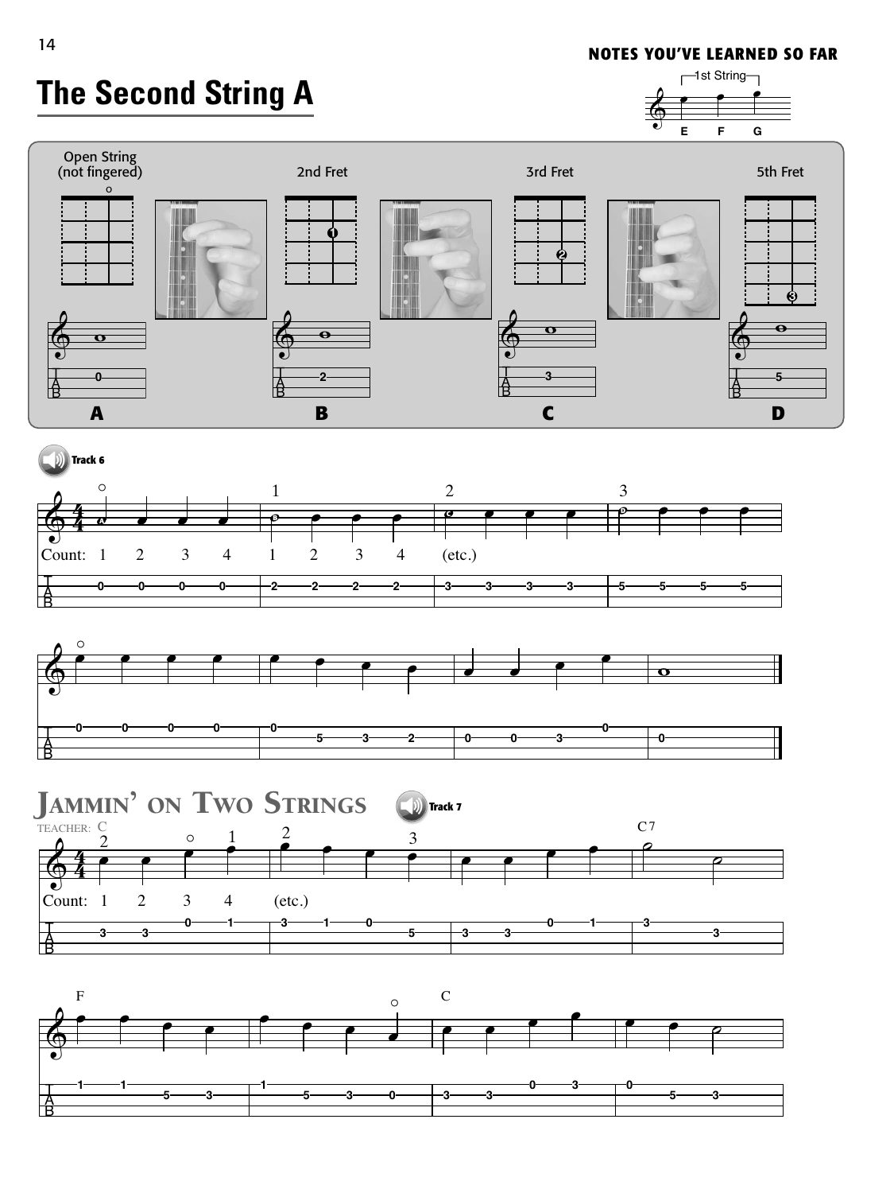## NOTES YOU'VE LEARNED SO FAR

1st String: E F G

# The Second String A

Open String (not fingered) — A — 0

2nd Fret — B — 2

3rd Fret — C — 3

5th Fret — D — 5

Track 6

Count: 1 2 3 4 1 2 3 4 (etc.)

# Jammin' on Two Strings

Track 7

TEACHER: C

Count: 1 2 3 4 (etc.)

C7

F

C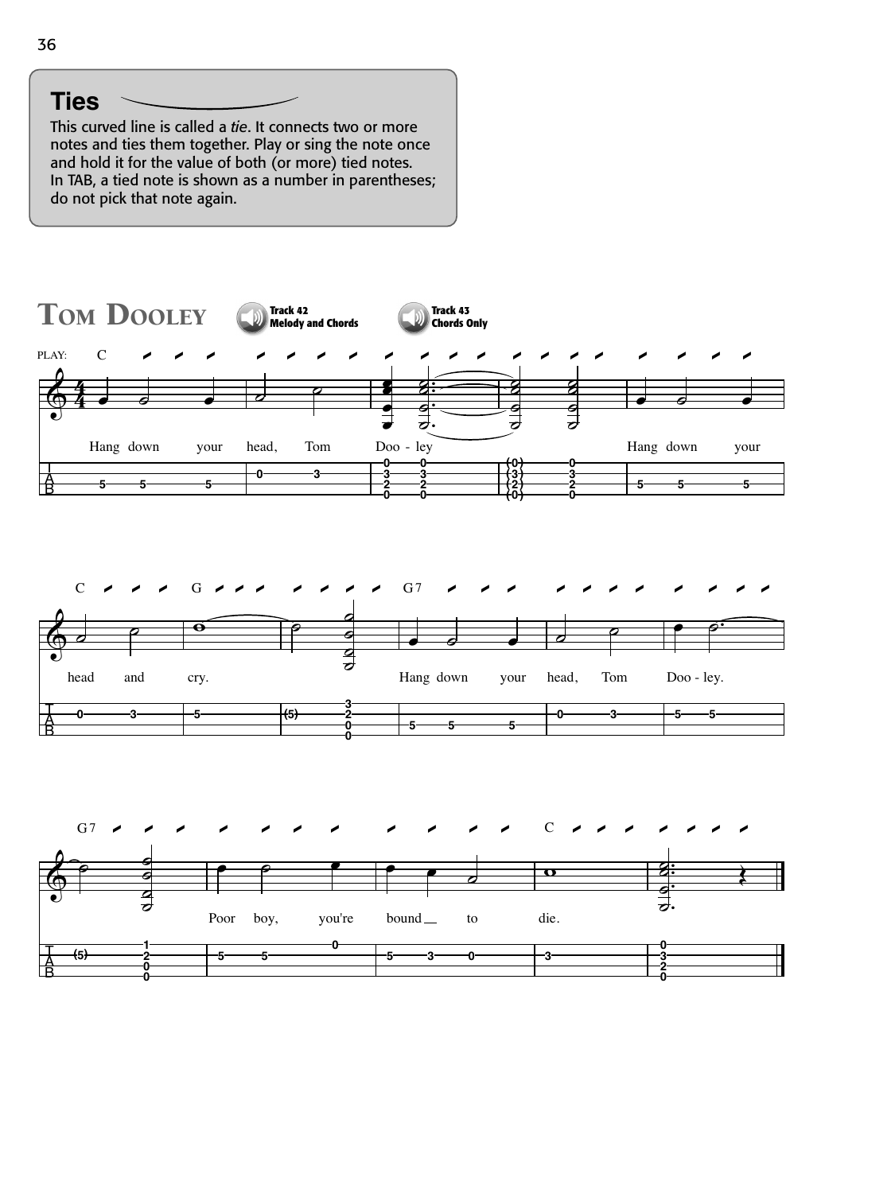## Ties

This curved line is called a *tie*. It connects two or more notes and ties them together. Play or sing the note once and hold it for the value of both (or more) tied notes. In TAB, a tied note is shown as a number in parentheses; do not pick that note again.

# Tom Dooley

Track 42 Melody and Chords

Track 43 Chords Only

PLAY: C

Hang down your head, Tom Dooley Hang down your

C G G7

head and cry. Hang down your head, Tom Doo - ley.

G7 C

Poor boy, you're bound to die.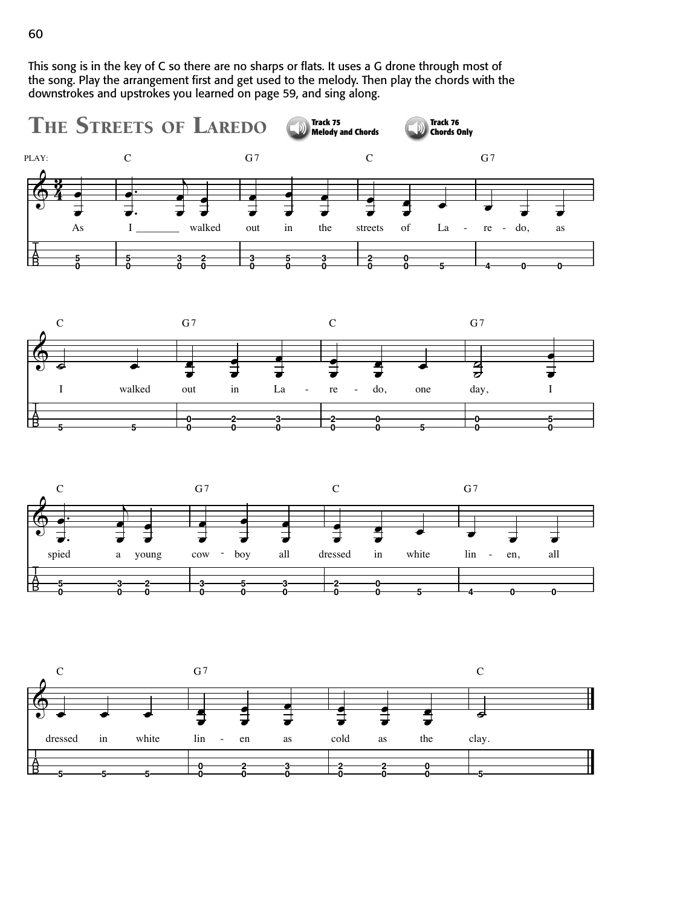This song is in the key of C so there are no sharps or flats. It uses a G drone through most of the song. Play the arrangement first and get used to the melody. Then play the chords with the downstrokes and upstrokes you learned on page 59, and sing along.

# The Streets of Laredo

Track 75 Melody and Chords

Track 76 Chords Only

PLAY:

C G7 C G7

As I ________ walked out in the streets of La - re - do, as

C G7 C G7

I walked out in La - re - do, one day, I

C G7 C G7

spied a young cow - boy all dressed in white lin - en, all

C G7 C

dressed in white lin - en as cold as the clay.